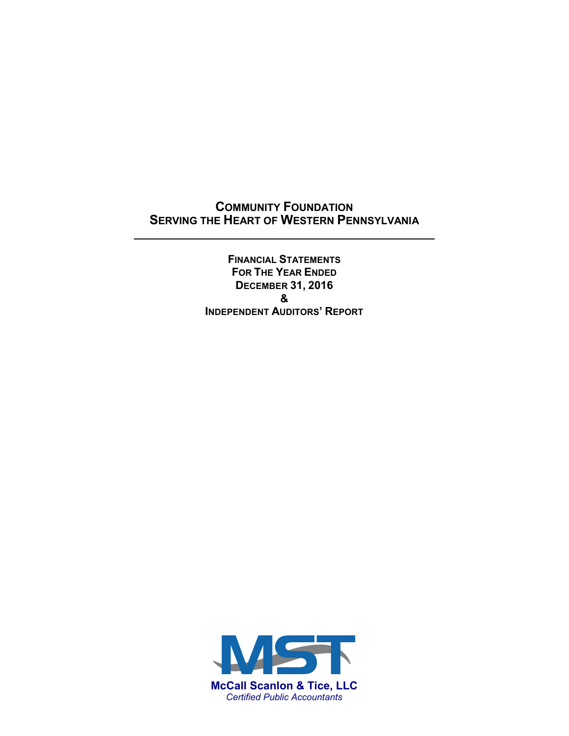# Community Foundation Serving the Heart of Western Pennsylvania

---

## Financial Statements For The Year Ended December 31, 2016 & Independent Auditors' Report

**McCall Scanlon & Tice, LLC**
*Certified Public Accountants*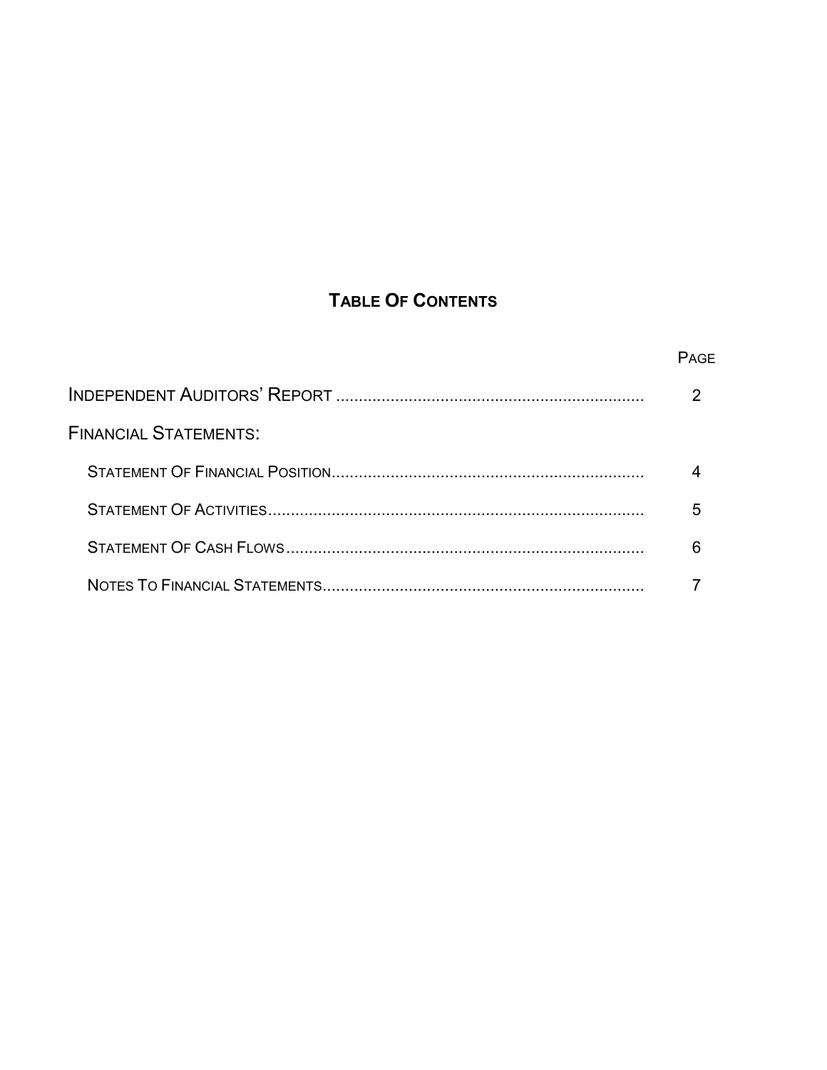# TABLE OF CONTENTS

| | PAGE |
|---|---|
| INDEPENDENT AUDITORS' REPORT | 2 |
| FINANCIAL STATEMENTS: | |
| STATEMENT OF FINANCIAL POSITION | 4 |
| STATEMENT OF ACTIVITIES | 5 |
| STATEMENT OF CASH FLOWS | 6 |
| NOTES TO FINANCIAL STATEMENTS | 7 |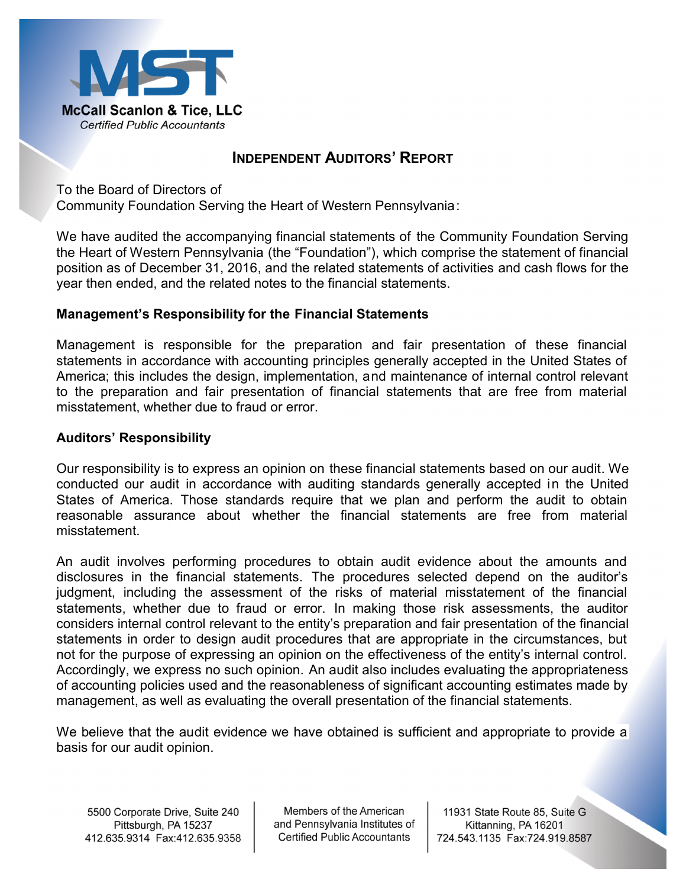McCall Scanlon & Tice, LLC
*Certified Public Accountants*

## INDEPENDENT AUDITORS' REPORT

To the Board of Directors of
Community Foundation Serving the Heart of Western Pennsylvania:

We have audited the accompanying financial statements of the Community Foundation Serving the Heart of Western Pennsylvania (the "Foundation"), which comprise the statement of financial position as of December 31, 2016, and the related statements of activities and cash flows for the year then ended, and the related notes to the financial statements.

### Management's Responsibility for the Financial Statements

Management is responsible for the preparation and fair presentation of these financial statements in accordance with accounting principles generally accepted in the United States of America; this includes the design, implementation, and maintenance of internal control relevant to the preparation and fair presentation of financial statements that are free from material misstatement, whether due to fraud or error.

### Auditors' Responsibility

Our responsibility is to express an opinion on these financial statements based on our audit. We conducted our audit in accordance with auditing standards generally accepted in the United States of America. Those standards require that we plan and perform the audit to obtain reasonable assurance about whether the financial statements are free from material misstatement.

An audit involves performing procedures to obtain audit evidence about the amounts and disclosures in the financial statements. The procedures selected depend on the auditor's judgment, including the assessment of the risks of material misstatement of the financial statements, whether due to fraud or error. In making those risk assessments, the auditor considers internal control relevant to the entity's preparation and fair presentation of the financial statements in order to design audit procedures that are appropriate in the circumstances, but not for the purpose of expressing an opinion on the effectiveness of the entity's internal control. Accordingly, we express no such opinion. An audit also includes evaluating the appropriateness of accounting policies used and the reasonableness of significant accounting estimates made by management, as well as evaluating the overall presentation of the financial statements.

We believe that the audit evidence we have obtained is sufficient and appropriate to provide a basis for our audit opinion.

5500 Corporate Drive, Suite 240
Pittsburgh, PA 15237
412.635.9314 Fax:412.635.9358

Members of the American and Pennsylvania Institutes of Certified Public Accountants

11931 State Route 85, Suite G
Kittanning, PA 16201
724.543.1135 Fax:724.919.8587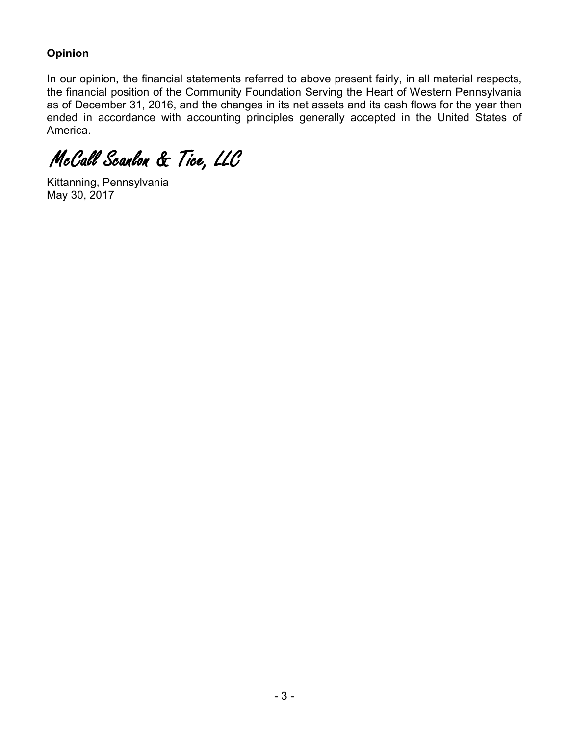**Opinion**

In our opinion, the financial statements referred to above present fairly, in all material respects, the financial position of the Community Foundation Serving the Heart of Western Pennsylvania as of December 31, 2016, and the changes in its net assets and its cash flows for the year then ended in accordance with accounting principles generally accepted in the United States of America.

*McCall Scanlon & Tice, LLC*

Kittanning, Pennsylvania
May 30, 2017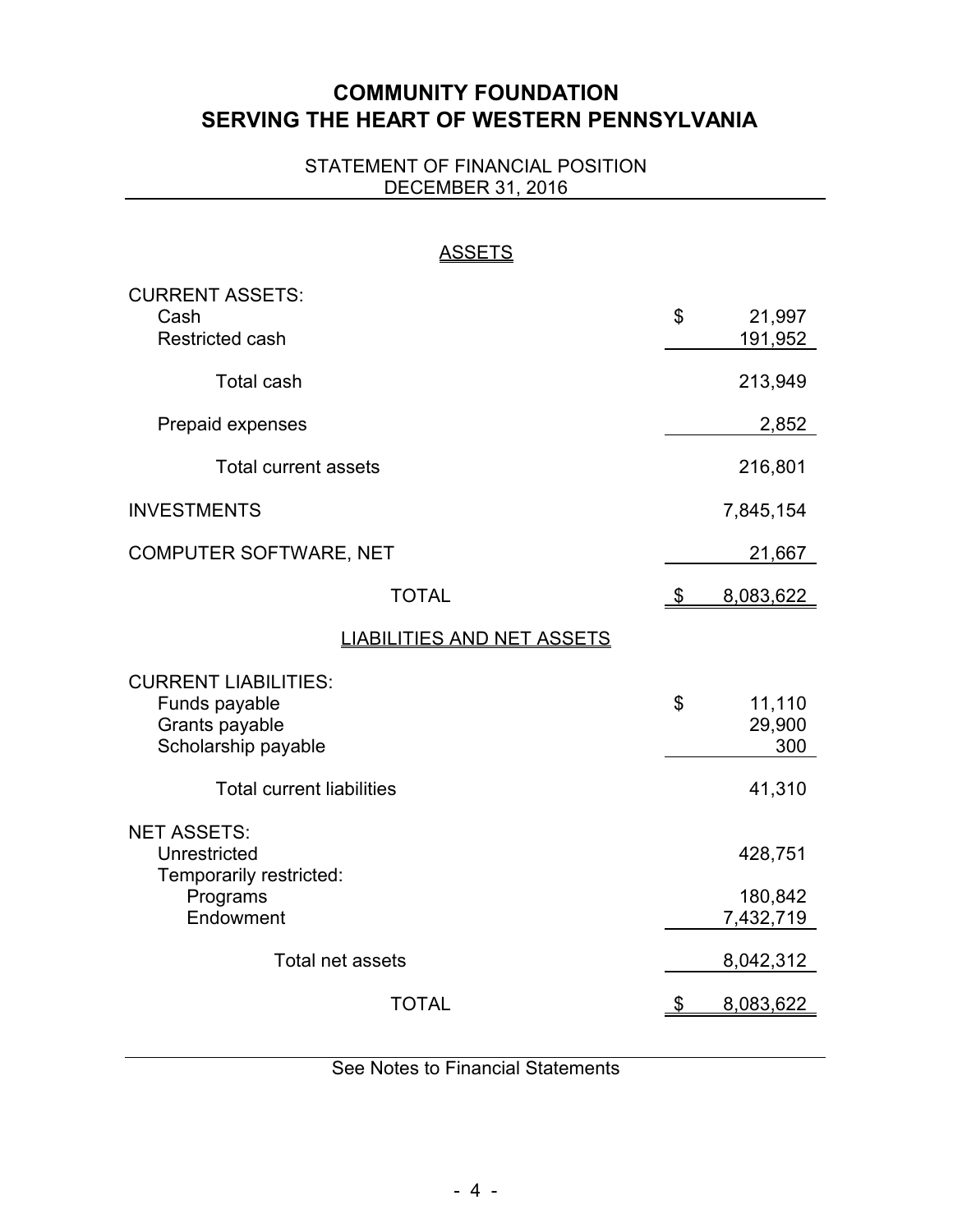# COMMUNITY FOUNDATION SERVING THE HEART OF WESTERN PENNSYLVANIA

STATEMENT OF FINANCIAL POSITION
DECEMBER 31, 2016

## ASSETS

| | |
|---|---|
| CURRENT ASSETS: | |
| Cash | $ 21,997 |
| Restricted cash | 191,952 |
| Total cash | 213,949 |
| Prepaid expenses | 2,852 |
| Total current assets | 216,801 |
| INVESTMENTS | 7,845,154 |
| COMPUTER SOFTWARE, NET | 21,667 |
| TOTAL | $ 8,083,622 |

## LIABILITIES AND NET ASSETS

| | |
|---|---|
| CURRENT LIABILITIES: | |
| Funds payable | $ 11,110 |
| Grants payable | 29,900 |
| Scholarship payable | 300 |
| Total current liabilities | 41,310 |
| NET ASSETS: | |
| Unrestricted | 428,751 |
| Temporarily restricted: | |
| Programs | 180,842 |
| Endowment | 7,432,719 |
| Total net assets | 8,042,312 |
| TOTAL | $ 8,083,622 |

See Notes to Financial Statements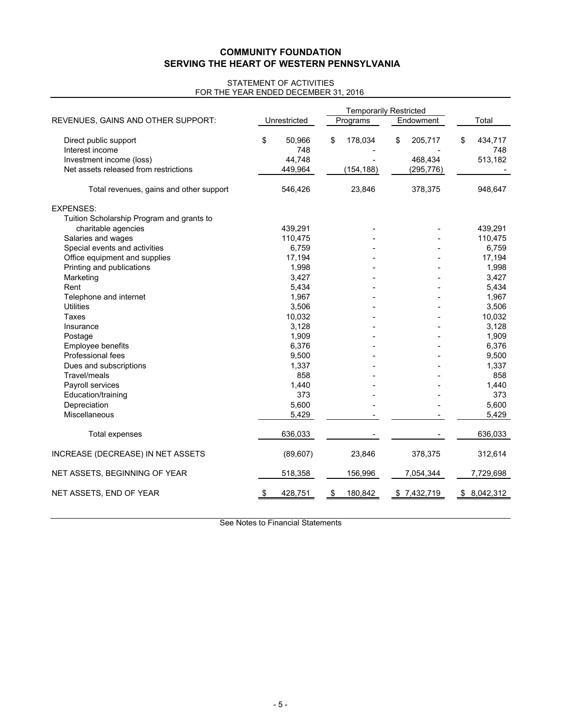# COMMUNITY FOUNDATION
# SERVING THE HEART OF WESTERN PENNSYLVANIA

STATEMENT OF ACTIVITIES
FOR THE YEAR ENDED DECEMBER 31, 2016

| | | Temporarily Restricted | | |
|---|---|---|---|---|
| REVENUES, GAINS AND OTHER SUPPORT: | Unrestricted | Programs | Endowment | Total |
| Direct public support | $ 50,966 | $ 178,034 | $ 205,717 | $ 434,717 |
| Interest income | 748 | - | - | 748 |
| Investment income (loss) | 44,748 | - | 468,434 | 513,182 |
| Net assets released from restrictions | 449,964 | (154,188) | (295,776) | - |
| Total revenues, gains and other support | 546,426 | 23,846 | 378,375 | 948,647 |
| EXPENSES: | | | | |
| Tuition Scholarship Program and grants to charitable agencies | 439,291 | - | - | 439,291 |
| Salaries and wages | 110,475 | - | - | 110,475 |
| Special events and activities | 6,759 | - | - | 6,759 |
| Office equipment and supplies | 17,194 | - | - | 17,194 |
| Printing and publications | 1,998 | - | - | 1,998 |
| Marketing | 3,427 | - | - | 3,427 |
| Rent | 5,434 | - | - | 5,434 |
| Telephone and internet | 1,967 | - | - | 1,967 |
| Utilities | 3,506 | - | - | 3,506 |
| Taxes | 10,032 | - | - | 10,032 |
| Insurance | 3,128 | - | - | 3,128 |
| Postage | 1,909 | - | - | 1,909 |
| Employee benefits | 6,376 | - | - | 6,376 |
| Professional fees | 9,500 | - | - | 9,500 |
| Dues and subscriptions | 1,337 | - | - | 1,337 |
| Travel/meals | 858 | - | - | 858 |
| Payroll services | 1,440 | - | - | 1,440 |
| Education/training | 373 | - | - | 373 |
| Depreciation | 5,600 | - | - | 5,600 |
| Miscellaneous | 5,429 | - | - | 5,429 |
| Total expenses | 636,033 | - | - | 636,033 |
| INCREASE (DECREASE) IN NET ASSETS | (89,607) | 23,846 | 378,375 | 312,614 |
| NET ASSETS, BEGINNING OF YEAR | 518,358 | 156,996 | 7,054,344 | 7,729,698 |
| NET ASSETS, END OF YEAR | $ 428,751 | $ 180,842 | $ 7,432,719 | $ 8,042,312 |

See Notes to Financial Statements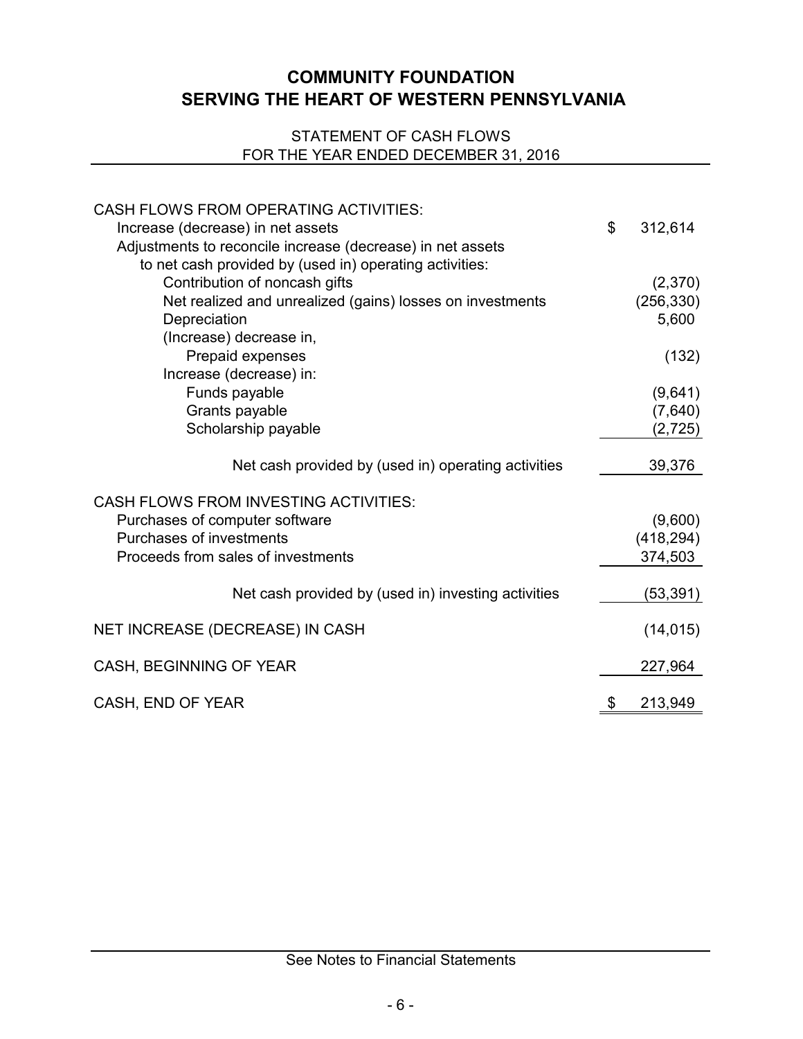# COMMUNITY FOUNDATION
# SERVING THE HEART OF WESTERN PENNSYLVANIA

STATEMENT OF CASH FLOWS
FOR THE YEAR ENDED DECEMBER 31, 2016

| | |
|---|---|
| CASH FLOWS FROM OPERATING ACTIVITIES: | |
| Increase (decrease) in net assets | $ 312,614 |
| Adjustments to reconcile increase (decrease) in net assets to net cash provided by (used in) operating activities: | |
| Contribution of noncash gifts | (2,370) |
| Net realized and unrealized (gains) losses on investments | (256,330) |
| Depreciation | 5,600 |
| (Increase) decrease in, | |
| Prepaid expenses | (132) |
| Increase (decrease) in: | |
| Funds payable | (9,641) |
| Grants payable | (7,640) |
| Scholarship payable | (2,725) |
| Net cash provided by (used in) operating activities | 39,376 |
| CASH FLOWS FROM INVESTING ACTIVITIES: | |
| Purchases of computer software | (9,600) |
| Purchases of investments | (418,294) |
| Proceeds from sales of investments | 374,503 |
| Net cash provided by (used in) investing activities | (53,391) |
| NET INCREASE (DECREASE) IN CASH | (14,015) |
| CASH, BEGINNING OF YEAR | 227,964 |
| CASH, END OF YEAR | $ 213,949 |

See Notes to Financial Statements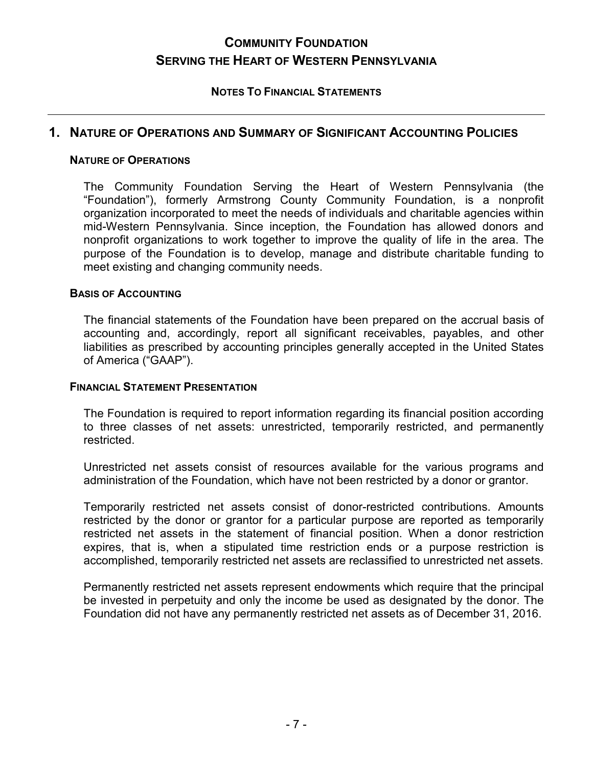# Community Foundation Serving the Heart of Western Pennsylvania

## Notes To Financial Statements

## 1. Nature of Operations and Summary of Significant Accounting Policies

### Nature of Operations

The Community Foundation Serving the Heart of Western Pennsylvania (the "Foundation"), formerly Armstrong County Community Foundation, is a nonprofit organization incorporated to meet the needs of individuals and charitable agencies within mid-Western Pennsylvania. Since inception, the Foundation has allowed donors and nonprofit organizations to work together to improve the quality of life in the area. The purpose of the Foundation is to develop, manage and distribute charitable funding to meet existing and changing community needs.

### Basis of Accounting

The financial statements of the Foundation have been prepared on the accrual basis of accounting and, accordingly, report all significant receivables, payables, and other liabilities as prescribed by accounting principles generally accepted in the United States of America ("GAAP").

### Financial Statement Presentation

The Foundation is required to report information regarding its financial position according to three classes of net assets: unrestricted, temporarily restricted, and permanently restricted.

Unrestricted net assets consist of resources available for the various programs and administration of the Foundation, which have not been restricted by a donor or grantor.

Temporarily restricted net assets consist of donor-restricted contributions. Amounts restricted by the donor or grantor for a particular purpose are reported as temporarily restricted net assets in the statement of financial position. When a donor restriction expires, that is, when a stipulated time restriction ends or a purpose restriction is accomplished, temporarily restricted net assets are reclassified to unrestricted net assets.

Permanently restricted net assets represent endowments which require that the principal be invested in perpetuity and only the income be used as designated by the donor. The Foundation did not have any permanently restricted net assets as of December 31, 2016.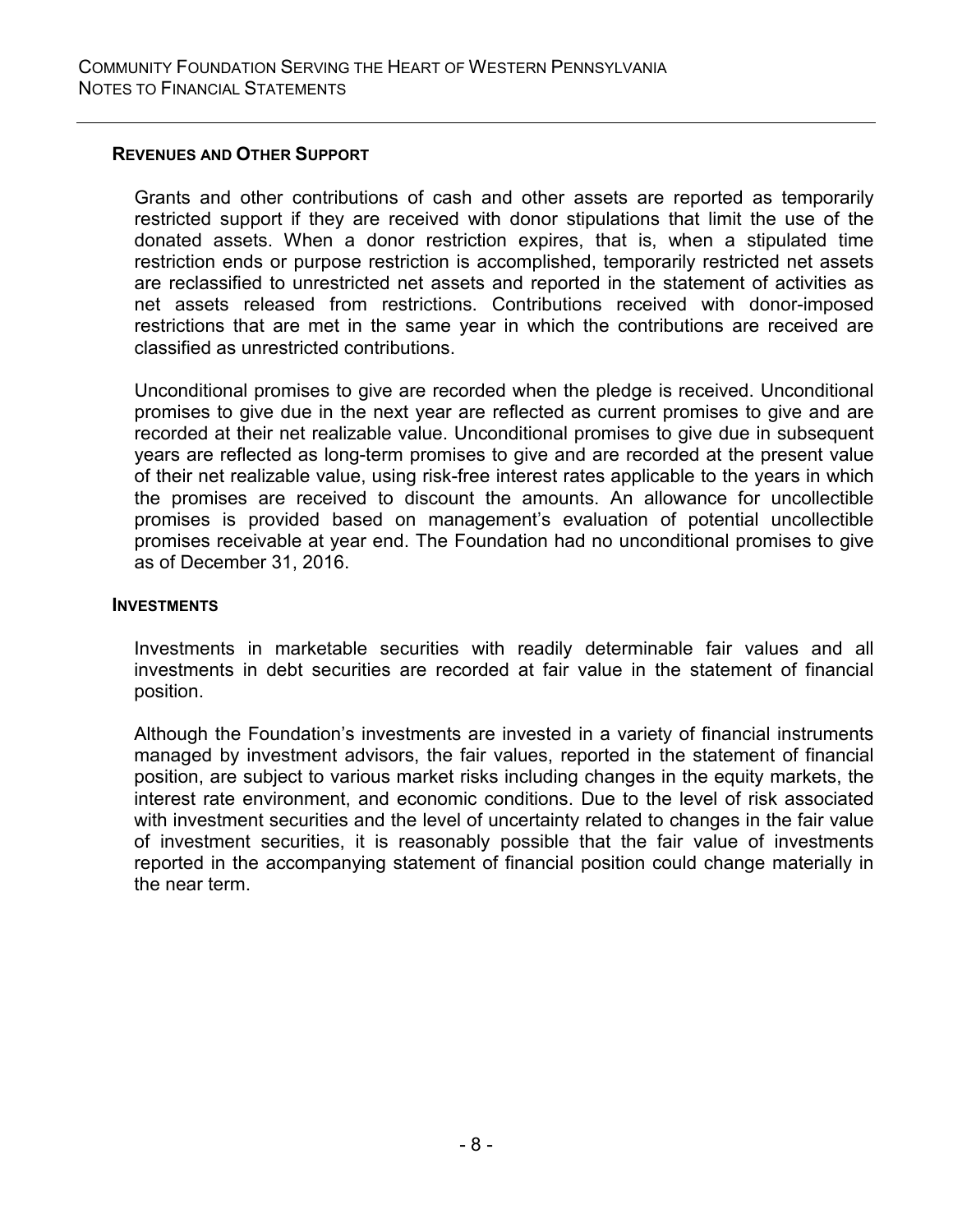### REVENUES AND OTHER SUPPORT

Grants and other contributions of cash and other assets are reported as temporarily restricted support if they are received with donor stipulations that limit the use of the donated assets. When a donor restriction expires, that is, when a stipulated time restriction ends or purpose restriction is accomplished, temporarily restricted net assets are reclassified to unrestricted net assets and reported in the statement of activities as net assets released from restrictions. Contributions received with donor-imposed restrictions that are met in the same year in which the contributions are received are classified as unrestricted contributions.

Unconditional promises to give are recorded when the pledge is received. Unconditional promises to give due in the next year are reflected as current promises to give and are recorded at their net realizable value. Unconditional promises to give due in subsequent years are reflected as long-term promises to give and are recorded at the present value of their net realizable value, using risk-free interest rates applicable to the years in which the promises are received to discount the amounts. An allowance for uncollectible promises is provided based on management's evaluation of potential uncollectible promises receivable at year end. The Foundation had no unconditional promises to give as of December 31, 2016.

### INVESTMENTS

Investments in marketable securities with readily determinable fair values and all investments in debt securities are recorded at fair value in the statement of financial position.

Although the Foundation's investments are invested in a variety of financial instruments managed by investment advisors, the fair values, reported in the statement of financial position, are subject to various market risks including changes in the equity markets, the interest rate environment, and economic conditions. Due to the level of risk associated with investment securities and the level of uncertainty related to changes in the fair value of investment securities, it is reasonably possible that the fair value of investments reported in the accompanying statement of financial position could change materially in the near term.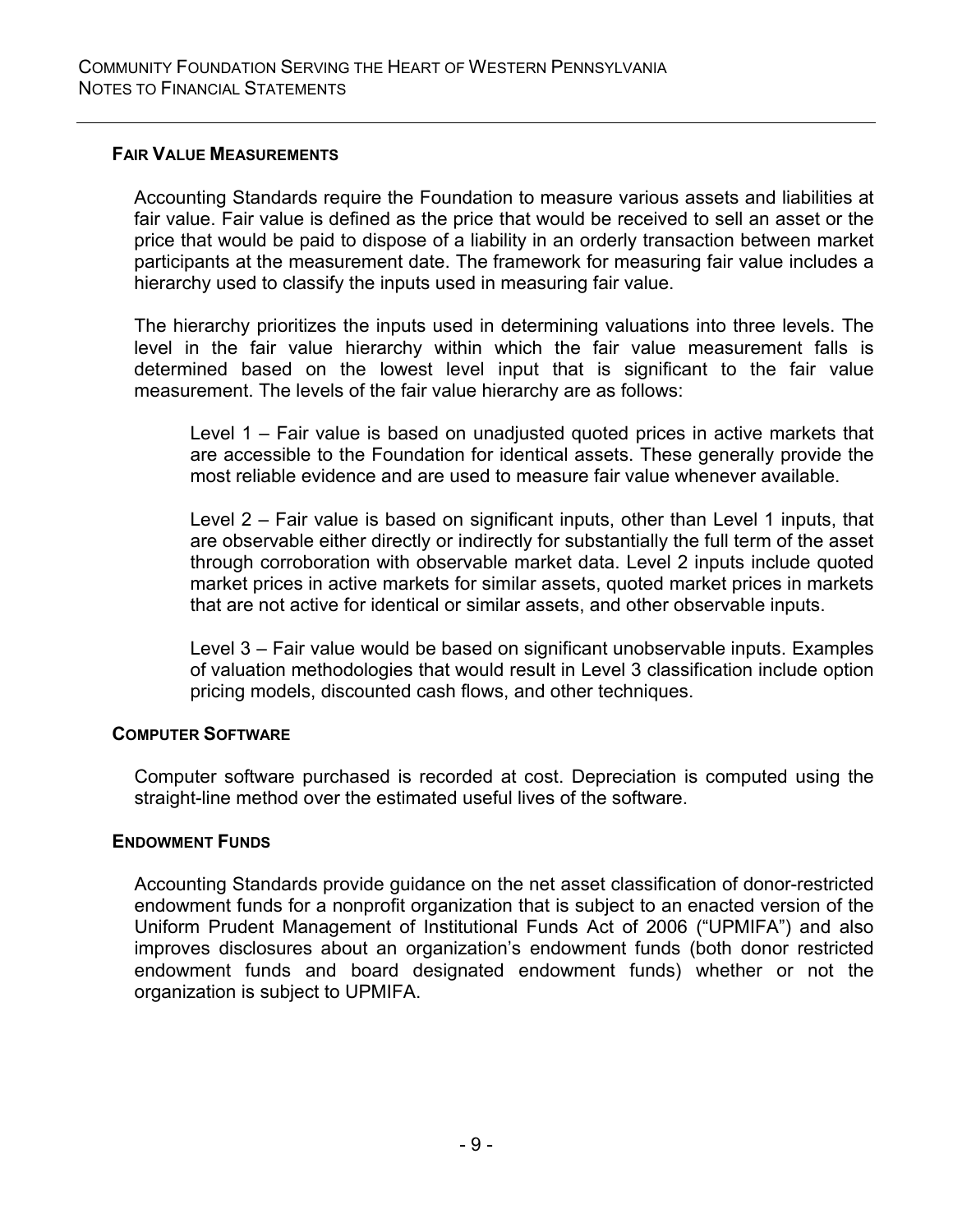#### Fair Value Measurements

Accounting Standards require the Foundation to measure various assets and liabilities at fair value. Fair value is defined as the price that would be received to sell an asset or the price that would be paid to dispose of a liability in an orderly transaction between market participants at the measurement date. The framework for measuring fair value includes a hierarchy used to classify the inputs used in measuring fair value.

The hierarchy prioritizes the inputs used in determining valuations into three levels. The level in the fair value hierarchy within which the fair value measurement falls is determined based on the lowest level input that is significant to the fair value measurement. The levels of the fair value hierarchy are as follows:

> Level 1 – Fair value is based on unadjusted quoted prices in active markets that are accessible to the Foundation for identical assets. These generally provide the most reliable evidence and are used to measure fair value whenever available.
>
> Level 2 – Fair value is based on significant inputs, other than Level 1 inputs, that are observable either directly or indirectly for substantially the full term of the asset through corroboration with observable market data. Level 2 inputs include quoted market prices in active markets for similar assets, quoted market prices in markets that are not active for identical or similar assets, and other observable inputs.
>
> Level 3 – Fair value would be based on significant unobservable inputs. Examples of valuation methodologies that would result in Level 3 classification include option pricing models, discounted cash flows, and other techniques.

#### Computer Software

Computer software purchased is recorded at cost. Depreciation is computed using the straight-line method over the estimated useful lives of the software.

#### Endowment Funds

Accounting Standards provide guidance on the net asset classification of donor-restricted endowment funds for a nonprofit organization that is subject to an enacted version of the Uniform Prudent Management of Institutional Funds Act of 2006 ("UPMIFA") and also improves disclosures about an organization's endowment funds (both donor restricted endowment funds and board designated endowment funds) whether or not the organization is subject to UPMIFA.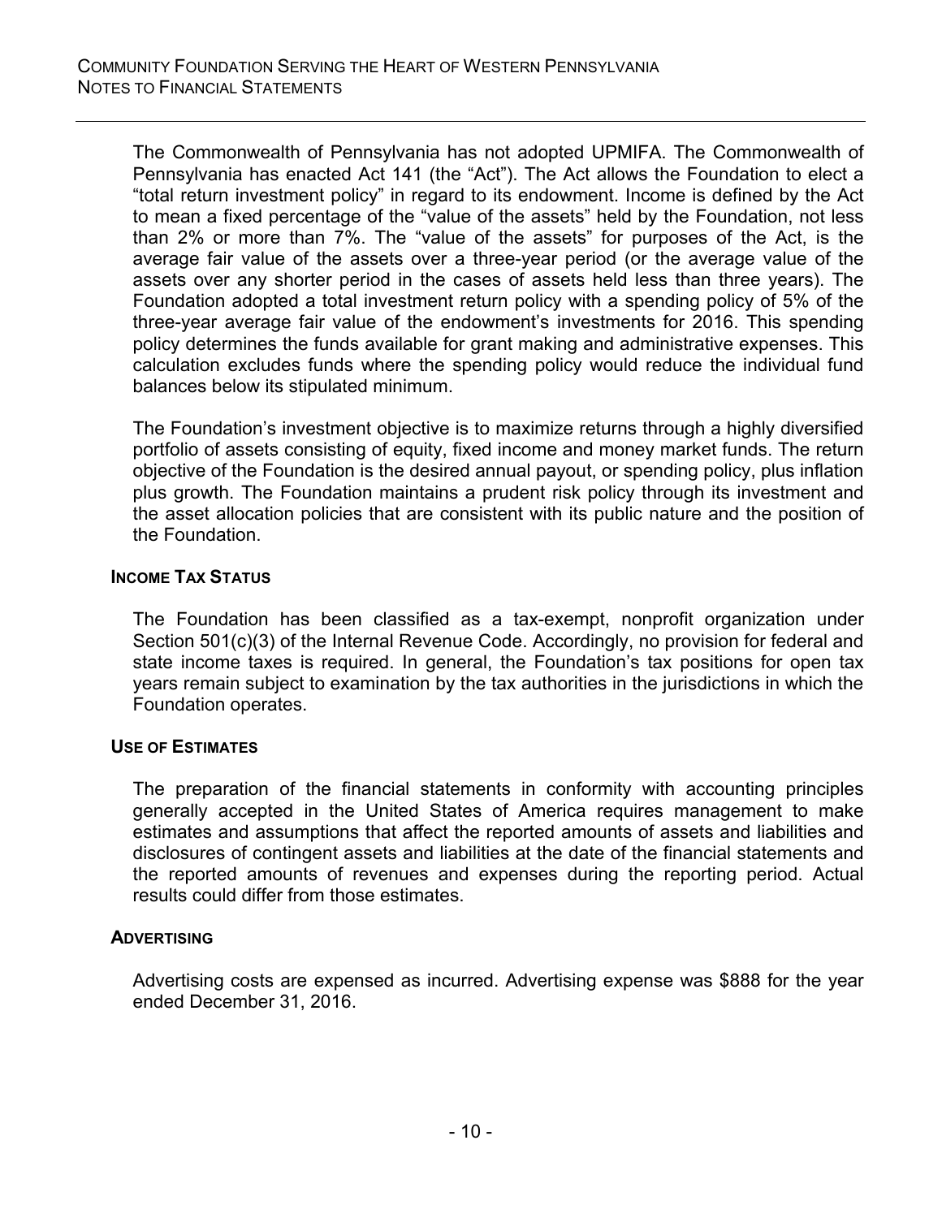The Commonwealth of Pennsylvania has not adopted UPMIFA. The Commonwealth of Pennsylvania has enacted Act 141 (the "Act"). The Act allows the Foundation to elect a "total return investment policy" in regard to its endowment. Income is defined by the Act to mean a fixed percentage of the "value of the assets" held by the Foundation, not less than 2% or more than 7%. The "value of the assets" for purposes of the Act, is the average fair value of the assets over a three-year period (or the average value of the assets over any shorter period in the cases of assets held less than three years). The Foundation adopted a total investment return policy with a spending policy of 5% of the three-year average fair value of the endowment's investments for 2016. This spending policy determines the funds available for grant making and administrative expenses. This calculation excludes funds where the spending policy would reduce the individual fund balances below its stipulated minimum.

The Foundation's investment objective is to maximize returns through a highly diversified portfolio of assets consisting of equity, fixed income and money market funds. The return objective of the Foundation is the desired annual payout, or spending policy, plus inflation plus growth. The Foundation maintains a prudent risk policy through its investment and the asset allocation policies that are consistent with its public nature and the position of the Foundation.

#### INCOME TAX STATUS

The Foundation has been classified as a tax-exempt, nonprofit organization under Section 501(c)(3) of the Internal Revenue Code. Accordingly, no provision for federal and state income taxes is required. In general, the Foundation's tax positions for open tax years remain subject to examination by the tax authorities in the jurisdictions in which the Foundation operates.

#### USE OF ESTIMATES

The preparation of the financial statements in conformity with accounting principles generally accepted in the United States of America requires management to make estimates and assumptions that affect the reported amounts of assets and liabilities and disclosures of contingent assets and liabilities at the date of the financial statements and the reported amounts of revenues and expenses during the reporting period. Actual results could differ from those estimates.

#### ADVERTISING

Advertising costs are expensed as incurred. Advertising expense was $888 for the year ended December 31, 2016.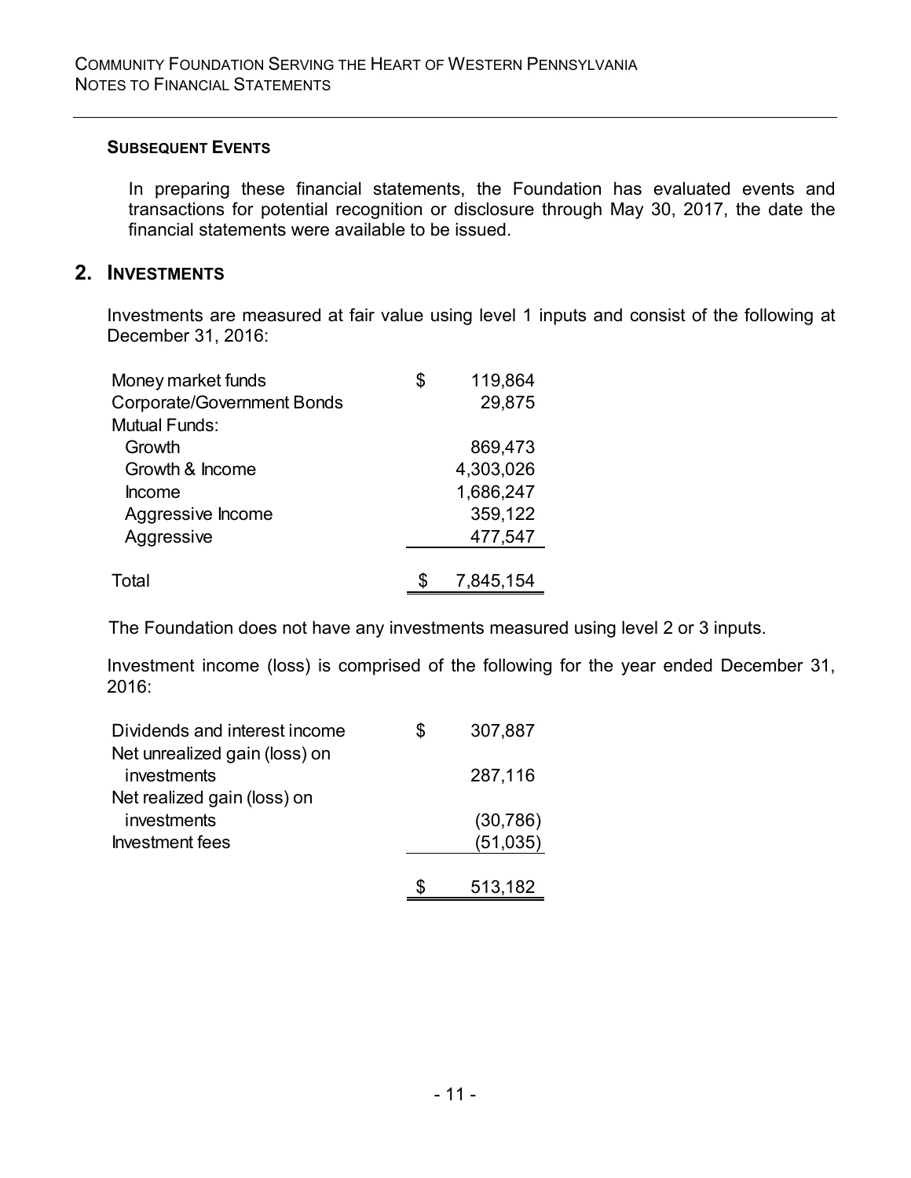#### SUBSEQUENT EVENTS

In preparing these financial statements, the Foundation has evaluated events and transactions for potential recognition or disclosure through May 30, 2017, the date the financial statements were available to be issued.

## 2. INVESTMENTS

Investments are measured at fair value using level 1 inputs and consist of the following at December 31, 2016:

| | |
|---|---|
| Money market funds | $ 119,864 |
| Corporate/Government Bonds | 29,875 |
| Mutual Funds: | |
| Growth | 869,473 |
| Growth & Income | 4,303,026 |
| Income | 1,686,247 |
| Aggressive Income | 359,122 |
| Aggressive | 477,547 |
| Total | $ 7,845,154 |

The Foundation does not have any investments measured using level 2 or 3 inputs.

Investment income (loss) is comprised of the following for the year ended December 31, 2016:

| | |
|---|---|
| Dividends and interest income | $ 307,887 |
| Net unrealized gain (loss) on investments | 287,116 |
| Net realized gain (loss) on investments | (30,786) |
| Investment fees | (51,035) |
| | $ 513,182 |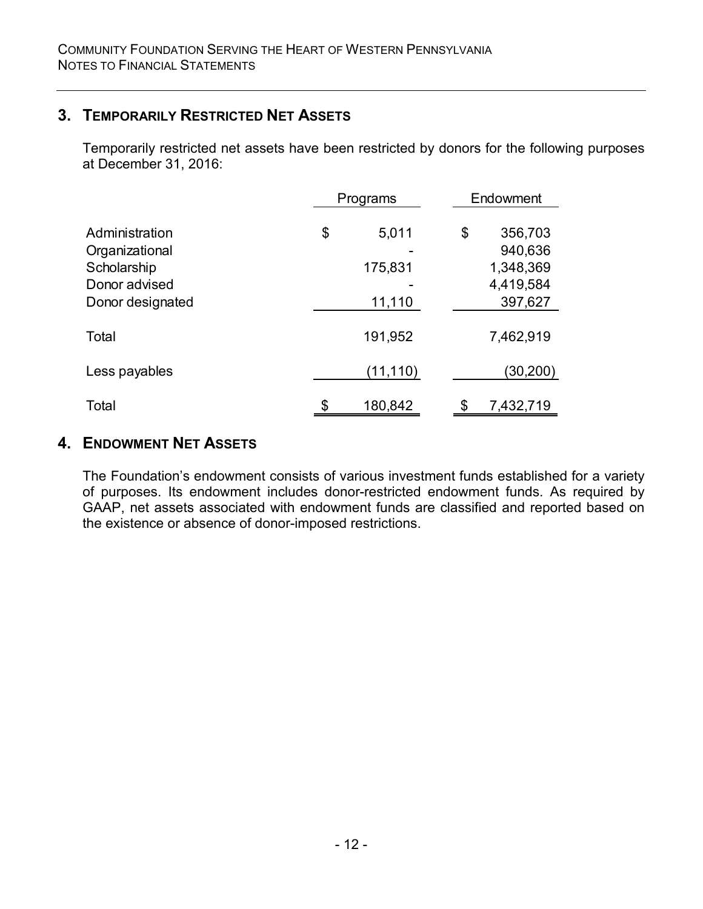## 3. Temporarily Restricted Net Assets

Temporarily restricted net assets have been restricted by donors for the following purposes at December 31, 2016:

| | Programs | Endowment |
|---|---|---|
| Administration | $ 5,011 | $ 356,703 |
| Organizational | - | 940,636 |
| Scholarship | 175,831 | 1,348,369 |
| Donor advised | - | 4,419,584 |
| Donor designated | 11,110 | 397,627 |
| Total | 191,952 | 7,462,919 |
| Less payables | (11,110) | (30,200) |
| Total | $ 180,842 | $ 7,432,719 |

## 4. Endowment Net Assets

The Foundation's endowment consists of various investment funds established for a variety of purposes. Its endowment includes donor-restricted endowment funds. As required by GAAP, net assets associated with endowment funds are classified and reported based on the existence or absence of donor-imposed restrictions.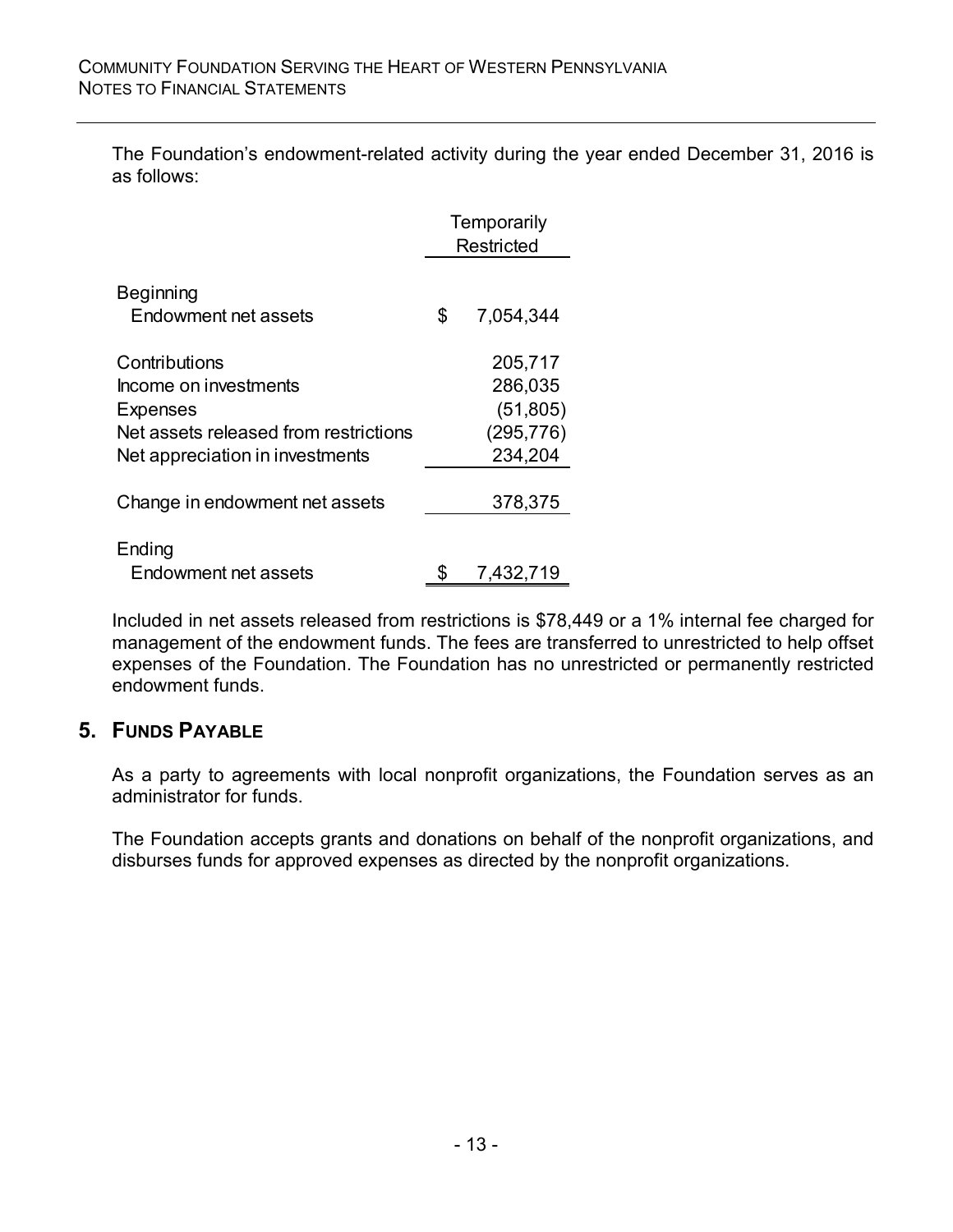The Foundation's endowment-related activity during the year ended December 31, 2016 is as follows:

| | Temporarily Restricted |
|---|---|
| Beginning Endowment net assets | $ 7,054,344 |
| Contributions | 205,717 |
| Income on investments | 286,035 |
| Expenses | (51,805) |
| Net assets released from restrictions | (295,776) |
| Net appreciation in investments | 234,204 |
| Change in endowment net assets | 378,375 |
| Ending Endowment net assets | $ 7,432,719 |

Included in net assets released from restrictions is $78,449 or a 1% internal fee charged for management of the endowment funds. The fees are transferred to unrestricted to help offset expenses of the Foundation. The Foundation has no unrestricted or permanently restricted endowment funds.

## 5. Funds Payable

As a party to agreements with local nonprofit organizations, the Foundation serves as an administrator for funds.

The Foundation accepts grants and donations on behalf of the nonprofit organizations, and disburses funds for approved expenses as directed by the nonprofit organizations.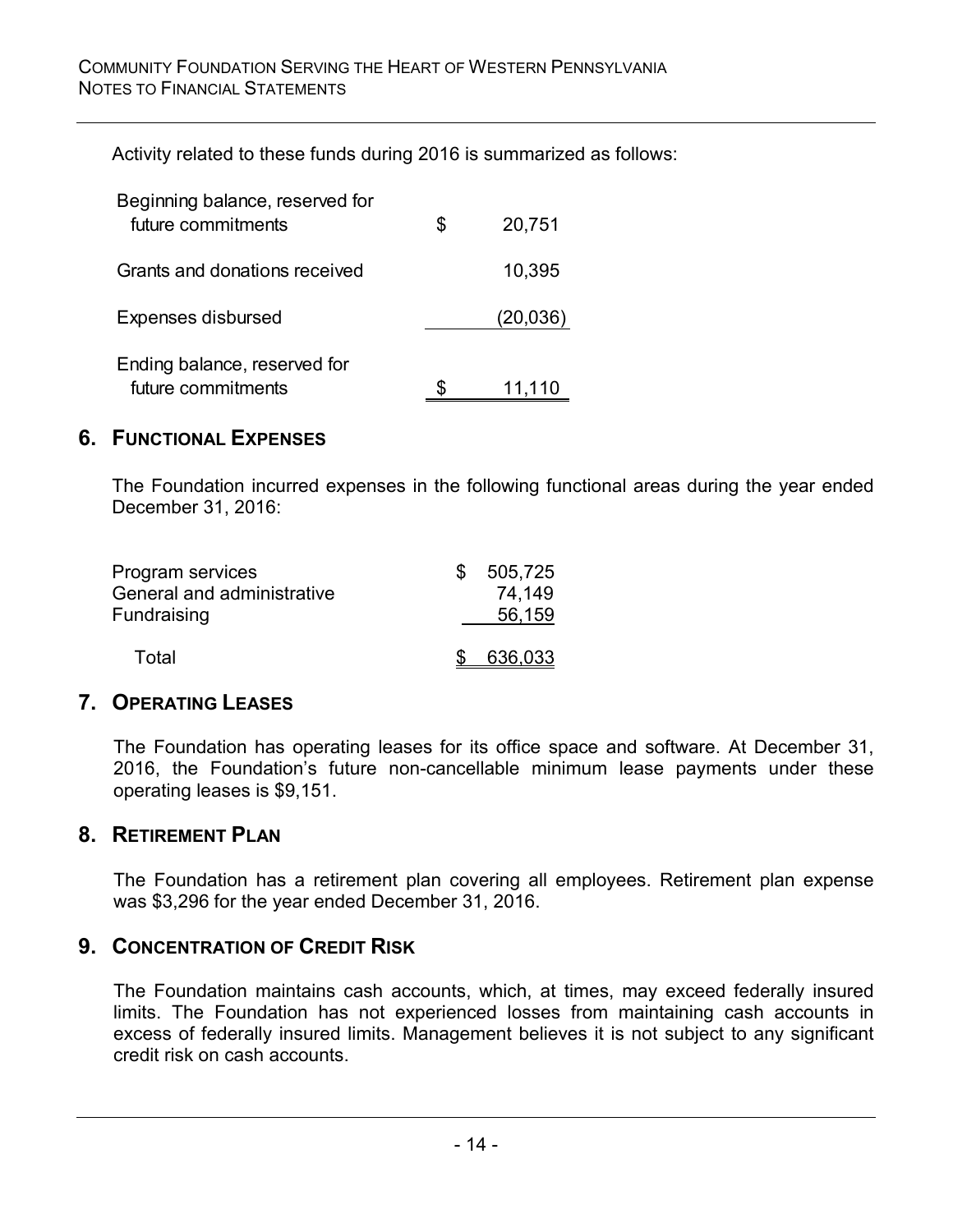Activity related to these funds during 2016 is summarized as follows:

| | |
|---|---|
| Beginning balance, reserved for future commitments | $ 20,751 |
| Grants and donations received | 10,395 |
| Expenses disbursed | (20,036) |
| Ending balance, reserved for future commitments | $ 11,110 |

## 6. Functional Expenses

The Foundation incurred expenses in the following functional areas during the year ended December 31, 2016:

| | |
|---|---|
| Program services | $ 505,725 |
| General and administrative | 74,149 |
| Fundraising | 56,159 |
| Total | $ 636,033 |

## 7. Operating Leases

The Foundation has operating leases for its office space and software. At December 31, 2016, the Foundation's future non-cancellable minimum lease payments under these operating leases is $9,151.

## 8. Retirement Plan

The Foundation has a retirement plan covering all employees. Retirement plan expense was $3,296 for the year ended December 31, 2016.

## 9. Concentration of Credit Risk

The Foundation maintains cash accounts, which, at times, may exceed federally insured limits. The Foundation has not experienced losses from maintaining cash accounts in excess of federally insured limits. Management believes it is not subject to any significant credit risk on cash accounts.